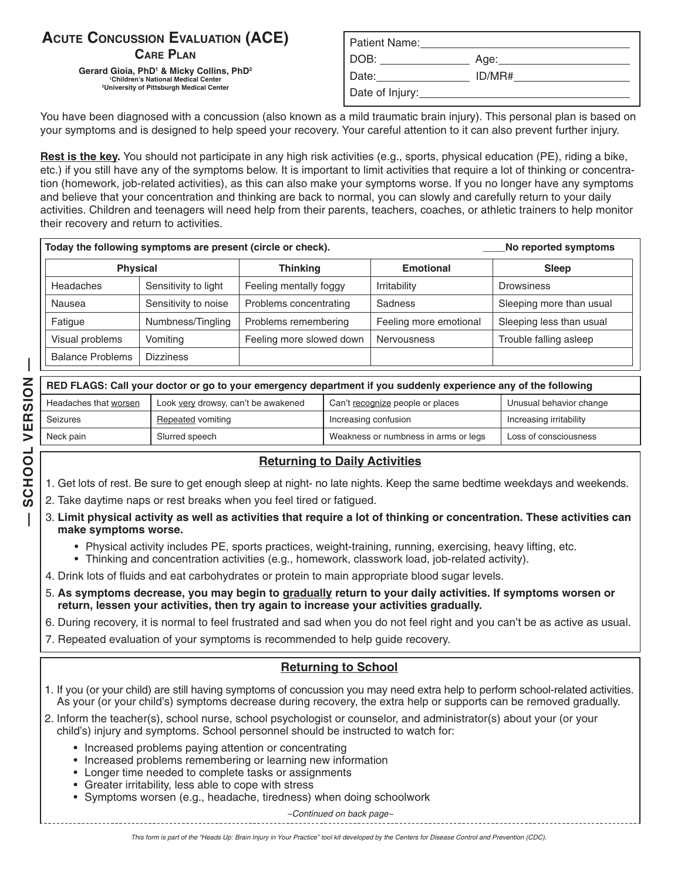# Acute Concussion Evaluation (ACE)

## Care Plan

**Gerard Gioia, PhD[1] & Micky Collins, PhD[2]**
[1]Children's National Medical Center
[2]University of Pittsburgh Medical Center

Patient Name: ______________________

DOB: __________ Age: __________

Date: __________ ID/MR# __________

Date of Injury: ______________________

— SCHOOL VERSION —

You have been diagnosed with a concussion (also known as a mild traumatic brain injury). This personal plan is based on your symptoms and is designed to help speed your recovery. Your careful attention to it can also prevent further injury.

**Rest is the key.** You should not participate in any high risk activities (e.g., sports, physical education (PE), riding a bike, etc.) if you still have any of the symptoms below. It is important to limit activities that require a lot of thinking or concentration (homework, job-related activities), as this can also make your symptoms worse. If you no longer have any symptoms and believe that your concentration and thinking are back to normal, you can slowly and carefully return to your daily activities. Children and teenagers will need help from their parents, teachers, coaches, or athletic trainers to help monitor their recovery and return to activities.

**Today the following symptoms are present (circle or check).** ____**No reported symptoms**

| Physical | | Thinking | Emotional | Sleep |
|---|---|---|---|---|
| Headaches | Sensitivity to light | Feeling mentally foggy | Irritability | Drowsiness |
| Nausea | Sensitivity to noise | Problems concentrating | Sadness | Sleeping more than usual |
| Fatigue | Numbness/Tingling | Problems remembering | Feeling more emotional | Sleeping less than usual |
| Visual problems | Vomiting | Feeling more slowed down | Nervousness | Trouble falling asleep |
| Balance Problems | Dizziness | | | |

**RED FLAGS: Call your doctor or go to your emergency department if you suddenly experience any of the following**

| | | | |
|---|---|---|---|
| Headaches that <u>worsen</u> | Look <u>very</u> drowsy, can't be awakened | Can't <u>recognize</u> people or places | Unusual behavior change |
| Seizures | <u>Repeated</u> vomiting | Increasing confusion | Increasing irritability |
| Neck pain | Slurred speech | Weakness or numbness in arms or legs | Loss of consciousness |

## Returning to Daily Activities

1. Get lots of rest. Be sure to get enough sleep at night- no late nights. Keep the same bedtime weekdays and weekends.
2. Take daytime naps or rest breaks when you feel tired or fatigued.
3. **Limit physical activity as well as activities that require a lot of thinking or concentration. These activities can make symptoms worse.**
   - Physical activity includes PE, sports practices, weight-training, running, exercising, heavy lifting, etc.
   - Thinking and concentration activities (e.g., homework, classwork load, job-related activity).
4. Drink lots of fluids and eat carbohydrates or protein to main appropriate blood sugar levels.
5. **As symptoms decrease, you may begin to <u>gradually</u> return to your daily activities. If symptoms worsen or return, lessen your activities, then try again to increase your activities gradually.**
6. During recovery, it is normal to feel frustrated and sad when you do not feel right and you can't be as active as usual.
7. Repeated evaluation of your symptoms is recommended to help guide recovery.

## Returning to School

1. If you (or your child) are still having symptoms of concussion you may need extra help to perform school-related activities. As your (or your child's) symptoms decrease during recovery, the extra help or supports can be removed gradually.
2. Inform the teacher(s), school nurse, school psychologist or counselor, and administrator(s) about your (or your child's) injury and symptoms. School personnel should be instructed to watch for:
   - Increased problems paying attention or concentrating
   - Increased problems remembering or learning new information
   - Longer time needed to complete tasks or assignments
   - Greater irritability, less able to cope with stress
   - Symptoms worsen (e.g., headache, tiredness) when doing schoolwork

*~Continued on back page~*

*This form is part of the "Heads Up: Brain Injury in Your Practice" tool kit developed by the Centers for Disease Control and Prevention (CDC).*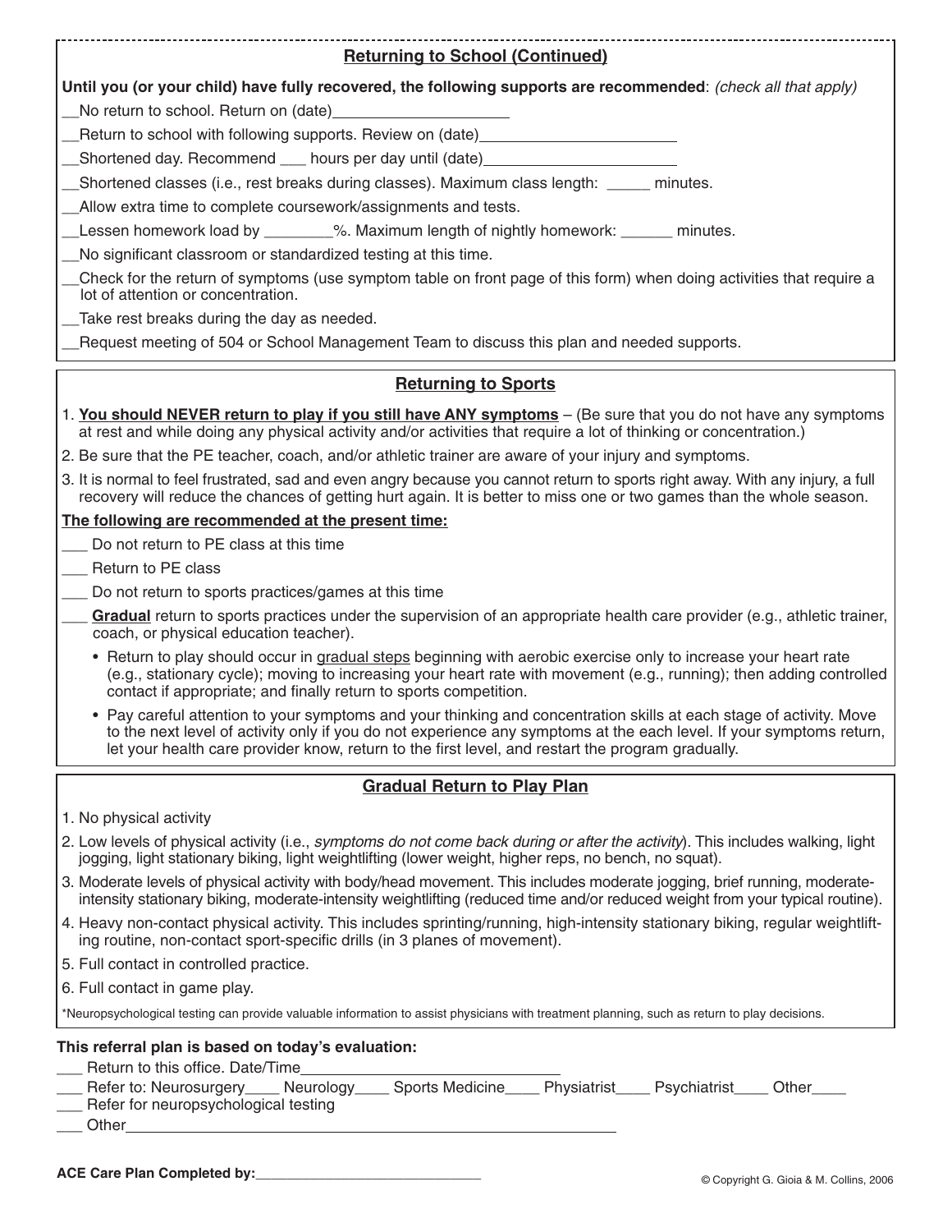## Returning to School (Continued)

**Until you (or your child) have fully recovered, the following supports are recommended**: *(check all that apply)*

__No return to school. Return on (date)____________________

__Return to school with following supports. Review on (date)______________________

__Shortened day. Recommend ___ hours per day until (date)______________________

__Shortened classes (i.e., rest breaks during classes). Maximum class length: _____ minutes.

__Allow extra time to complete coursework/assignments and tests.

__Lessen homework load by ________%. Maximum length of nightly homework: ______ minutes.

__No significant classroom or standardized testing at this time.

__Check for the return of symptoms (use symptom table on front page of this form) when doing activities that require a lot of attention or concentration.

__Take rest breaks during the day as needed.

__Request meeting of 504 or School Management Team to discuss this plan and needed supports.

## Returning to Sports

1. **You should NEVER return to play if you still have ANY symptoms** – (Be sure that you do not have any symptoms at rest and while doing any physical activity and/or activities that require a lot of thinking or concentration.)
2. Be sure that the PE teacher, coach, and/or athletic trainer are aware of your injury and symptoms.
3. It is normal to feel frustrated, sad and even angry because you cannot return to sports right away. With any injury, a full recovery will reduce the chances of getting hurt again. It is better to miss one or two games than the whole season.

**The following are recommended at the present time:**

___ Do not return to PE class at this time

___ Return to PE class

___ Do not return to sports practices/games at this time

___ **Gradual** return to sports practices under the supervision of an appropriate health care provider (e.g., athletic trainer, coach, or physical education teacher).

- Return to play should occur in gradual steps beginning with aerobic exercise only to increase your heart rate (e.g., stationary cycle); moving to increasing your heart rate with movement (e.g., running); then adding controlled contact if appropriate; and finally return to sports competition.
- Pay careful attention to your symptoms and your thinking and concentration skills at each stage of activity. Move to the next level of activity only if you do not experience any symptoms at the each level. If your symptoms return, let your health care provider know, return to the first level, and restart the program gradually.

## Gradual Return to Play Plan

1. No physical activity
2. Low levels of physical activity (i.e., *symptoms do not come back during or after the activity*). This includes walking, light jogging, light stationary biking, light weightlifting (lower weight, higher reps, no bench, no squat).
3. Moderate levels of physical activity with body/head movement. This includes moderate jogging, brief running, moderate-intensity stationary biking, moderate-intensity weightlifting (reduced time and/or reduced weight from your typical routine).
4. Heavy non-contact physical activity. This includes sprinting/running, high-intensity stationary biking, regular weightlifting routine, non-contact sport-specific drills (in 3 planes of movement).
5. Full contact in controlled practice.
6. Full contact in game play.

*Neuropsychological testing can provide valuable information to assist physicians with treatment planning, such as return to play decisions.

**This referral plan is based on today's evaluation:**

___ Return to this office. Date/Time______________________________

___ Refer to: Neurosurgery____ Neurology____ Sports Medicine____ Physiatrist____ Psychiatrist____ Other____

___ Refer for neuropsychological testing

___ Other____________________________________________________________

**ACE Care Plan Completed by:**______________________________

© Copyright G. Gioia & M. Collins, 2006